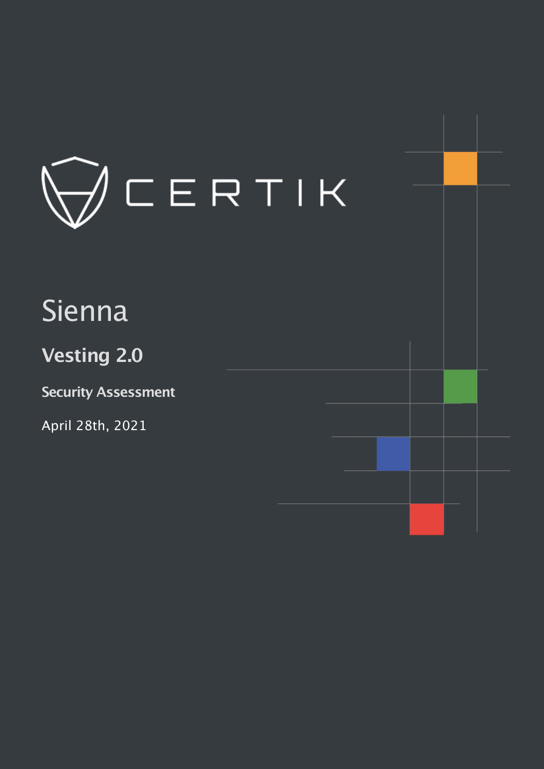CERTIK

# Sienna

## Vesting 2.0

### Security Assessment

April 28th, 2021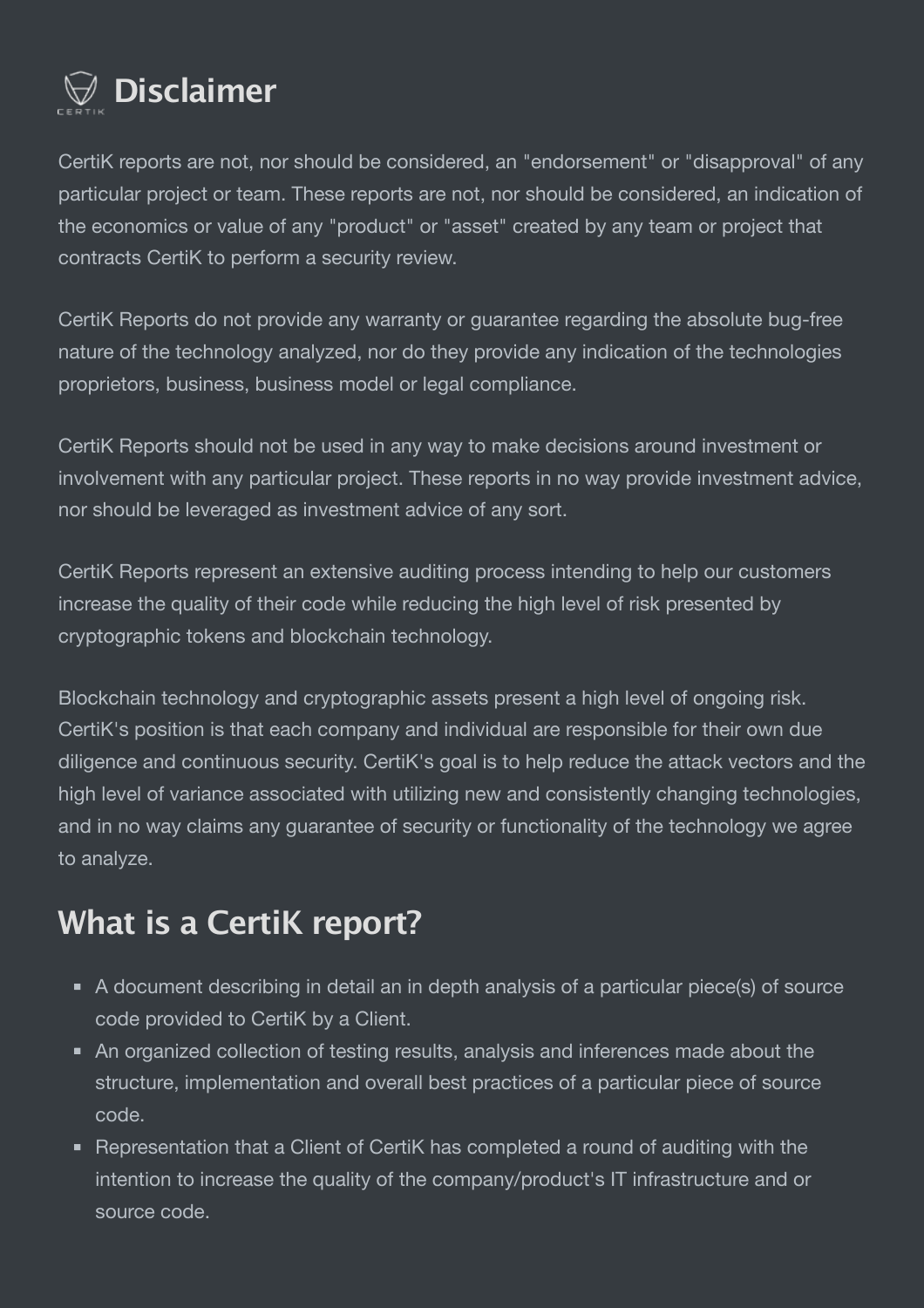# Disclaimer

CertiK reports are not, nor should be considered, an "endorsement" or "disapproval" of any particular project or team. These reports are not, nor should be considered, an indication of the economics or value of any "product" or "asset" created by any team or project that contracts CertiK to perform a security review.

CertiK Reports do not provide any warranty or guarantee regarding the absolute bug-free nature of the technology analyzed, nor do they provide any indication of the technologies proprietors, business, business model or legal compliance.

CertiK Reports should not be used in any way to make decisions around investment or involvement with any particular project. These reports in no way provide investment advice, nor should be leveraged as investment advice of any sort.

CertiK Reports represent an extensive auditing process intending to help our customers increase the quality of their code while reducing the high level of risk presented by cryptographic tokens and blockchain technology.

Blockchain technology and cryptographic assets present a high level of ongoing risk. CertiK's position is that each company and individual are responsible for their own due diligence and continuous security. CertiK's goal is to help reduce the attack vectors and the high level of variance associated with utilizing new and consistently changing technologies, and in no way claims any guarantee of security or functionality of the technology we agree to analyze.

## What is a CertiK report?

- A document describing in detail an in depth analysis of a particular piece(s) of source code provided to CertiK by a Client.
- An organized collection of testing results, analysis and inferences made about the structure, implementation and overall best practices of a particular piece of source code.
- Representation that a Client of CertiK has completed a round of auditing with the intention to increase the quality of the company/product's IT infrastructure and or source code.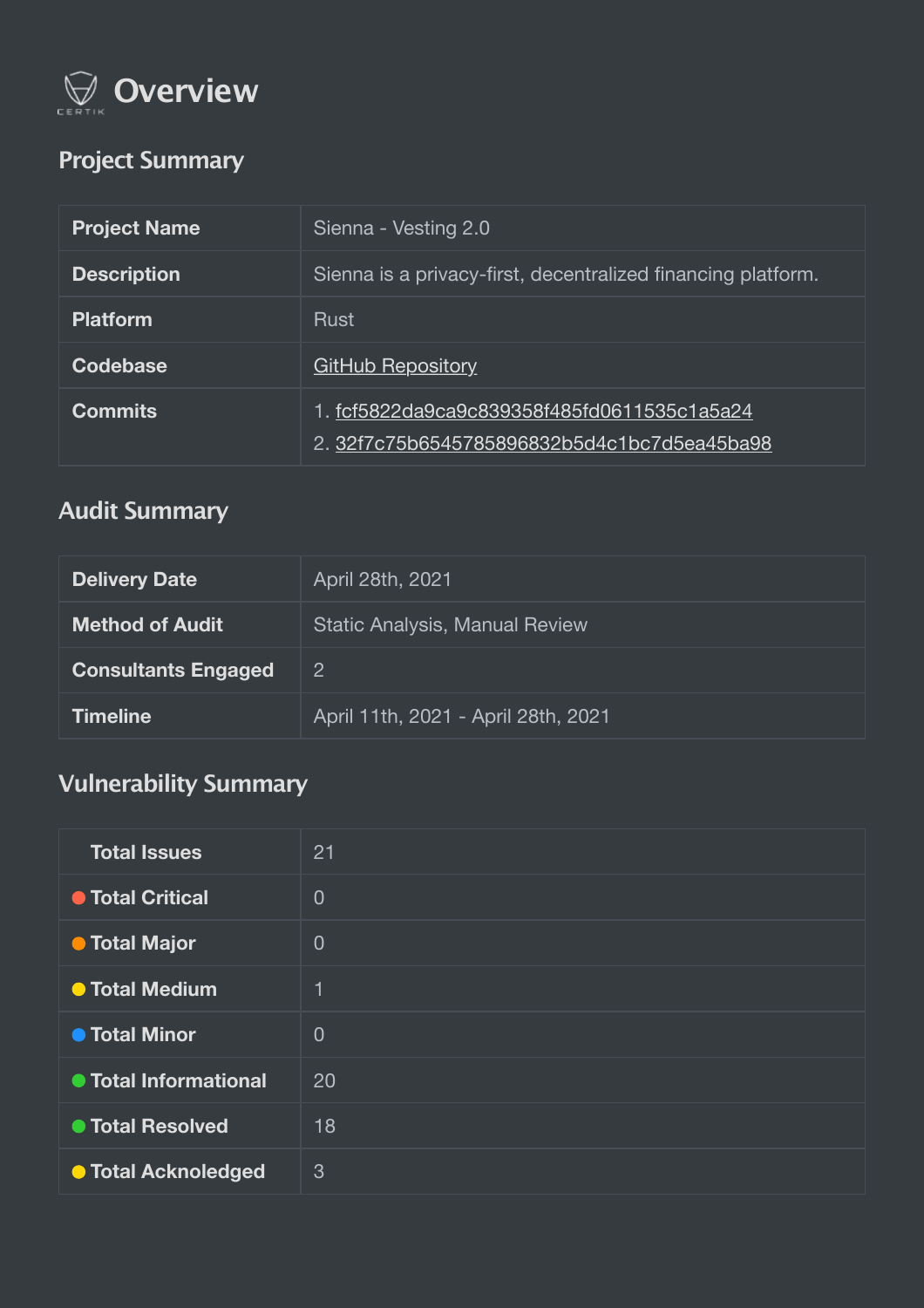# Overview

## Project Summary

| | |
|---|---|
| **Project Name** | Sienna - Vesting 2.0 |
| **Description** | Sienna is a privacy-first, decentralized financing platform. |
| **Platform** | Rust |
| **Codebase** | GitHub Repository |
| **Commits** | 1. fcf5822da9ca9c839358f485fd0611535c1a5a24<br>2. 32f7c75b6545785896832b5d4c1bc7d5ea45ba98 |

## Audit Summary

| | |
|---|---|
| **Delivery Date** | April 28th, 2021 |
| **Method of Audit** | Static Analysis, Manual Review |
| **Consultants Engaged** | 2 |
| **Timeline** | April 11th, 2021 - April 28th, 2021 |

## Vulnerability Summary

| | |
|---|---|
| **Total Issues** | 21 |
| **Total Critical** | 0 |
| **Total Major** | 0 |
| **Total Medium** | 1 |
| **Total Minor** | 0 |
| **Total Informational** | 20 |
| **Total Resolved** | 18 |
| **Total Acknoledged** | 3 |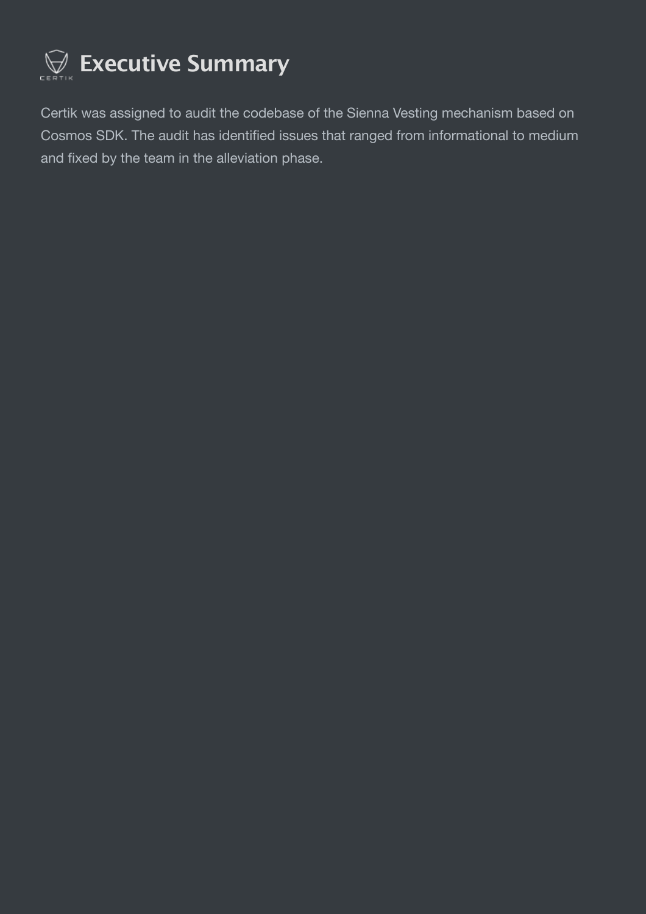# Executive Summary

Certik was assigned to audit the codebase of the Sienna Vesting mechanism based on Cosmos SDK. The audit has identified issues that ranged from informational to medium and fixed by the team in the alleviation phase.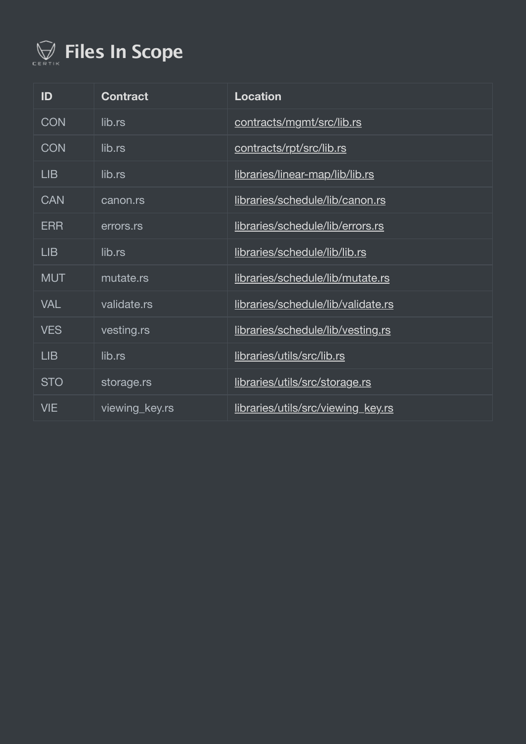# Files In Scope

| ID | Contract | Location |
|---|---|---|
| CON | lib.rs | contracts/mgmt/src/lib.rs |
| CON | lib.rs | contracts/rpt/src/lib.rs |
| LIB | lib.rs | libraries/linear-map/lib/lib.rs |
| CAN | canon.rs | libraries/schedule/lib/canon.rs |
| ERR | errors.rs | libraries/schedule/lib/errors.rs |
| LIB | lib.rs | libraries/schedule/lib/lib.rs |
| MUT | mutate.rs | libraries/schedule/lib/mutate.rs |
| VAL | validate.rs | libraries/schedule/lib/validate.rs |
| VES | vesting.rs | libraries/schedule/lib/vesting.rs |
| LIB | lib.rs | libraries/utils/src/lib.rs |
| STO | storage.rs | libraries/utils/src/storage.rs |
| VIE | viewing_key.rs | libraries/utils/src/viewing_key.rs |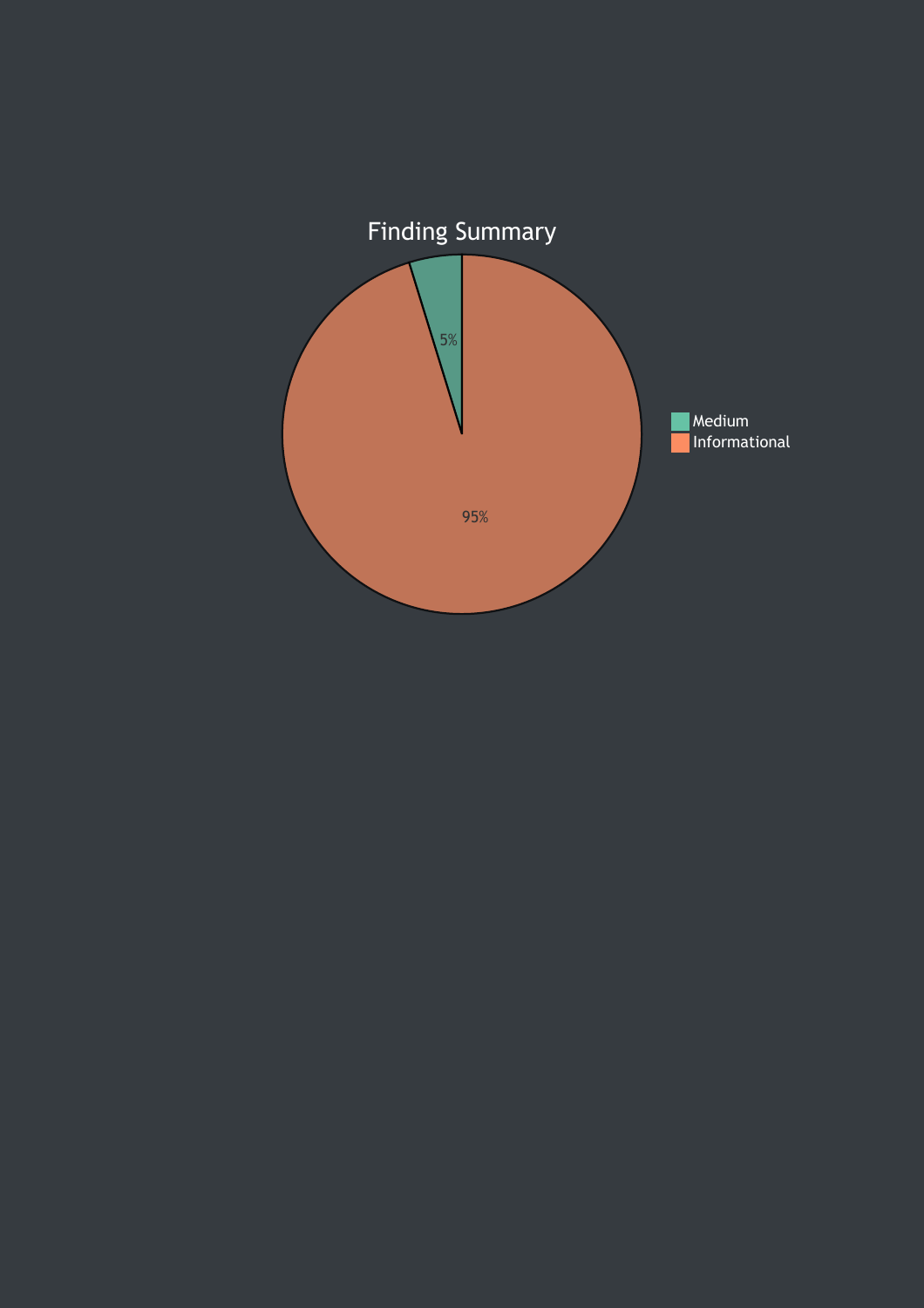## Finding Summary

- Medium: 5%
- Informational: 95%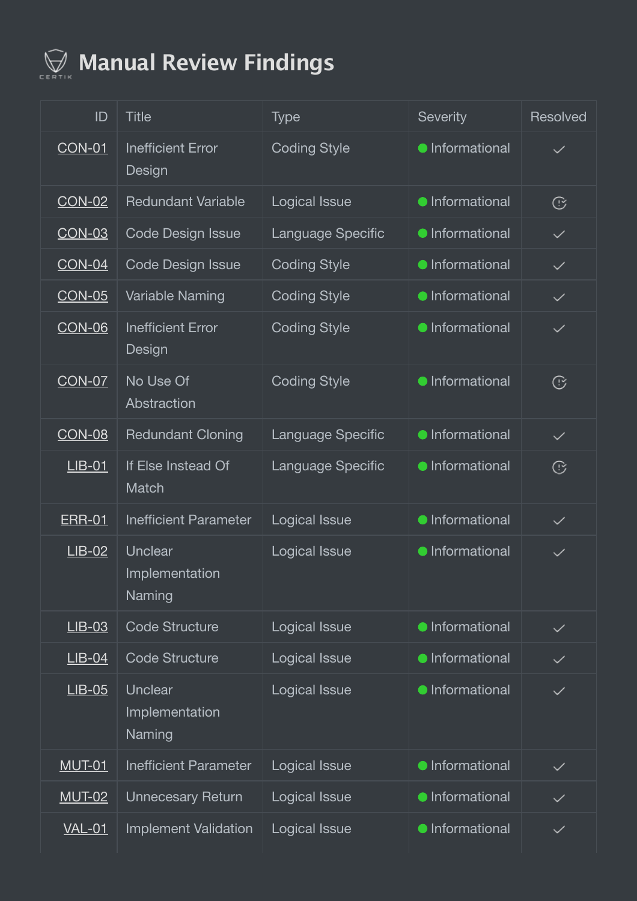# Manual Review Findings

| ID | Title | Type | Severity | Resolved |
|---|---|---|---|---|
| CON-01 | Inefficient Error Design | Coding Style | Informational | ✓ |
| CON-02 | Redundant Variable | Logical Issue | Informational | ⓘ |
| CON-03 | Code Design Issue | Language Specific | Informational | ✓ |
| CON-04 | Code Design Issue | Coding Style | Informational | ✓ |
| CON-05 | Variable Naming | Coding Style | Informational | ✓ |
| CON-06 | Inefficient Error Design | Coding Style | Informational | ✓ |
| CON-07 | No Use Of Abstraction | Coding Style | Informational | ⓘ |
| CON-08 | Redundant Cloning | Language Specific | Informational | ✓ |
| LIB-01 | If Else Instead Of Match | Language Specific | Informational | ⓘ |
| ERR-01 | Inefficient Parameter | Logical Issue | Informational | ✓ |
| LIB-02 | Unclear Implementation Naming | Logical Issue | Informational | ✓ |
| LIB-03 | Code Structure | Logical Issue | Informational | ✓ |
| LIB-04 | Code Structure | Logical Issue | Informational | ✓ |
| LIB-05 | Unclear Implementation Naming | Logical Issue | Informational | ✓ |
| MUT-01 | Inefficient Parameter | Logical Issue | Informational | ✓ |
| MUT-02 | Unnecesary Return | Logical Issue | Informational | ✓ |
| VAL-01 | Implement Validation | Logical Issue | Informational | ✓ |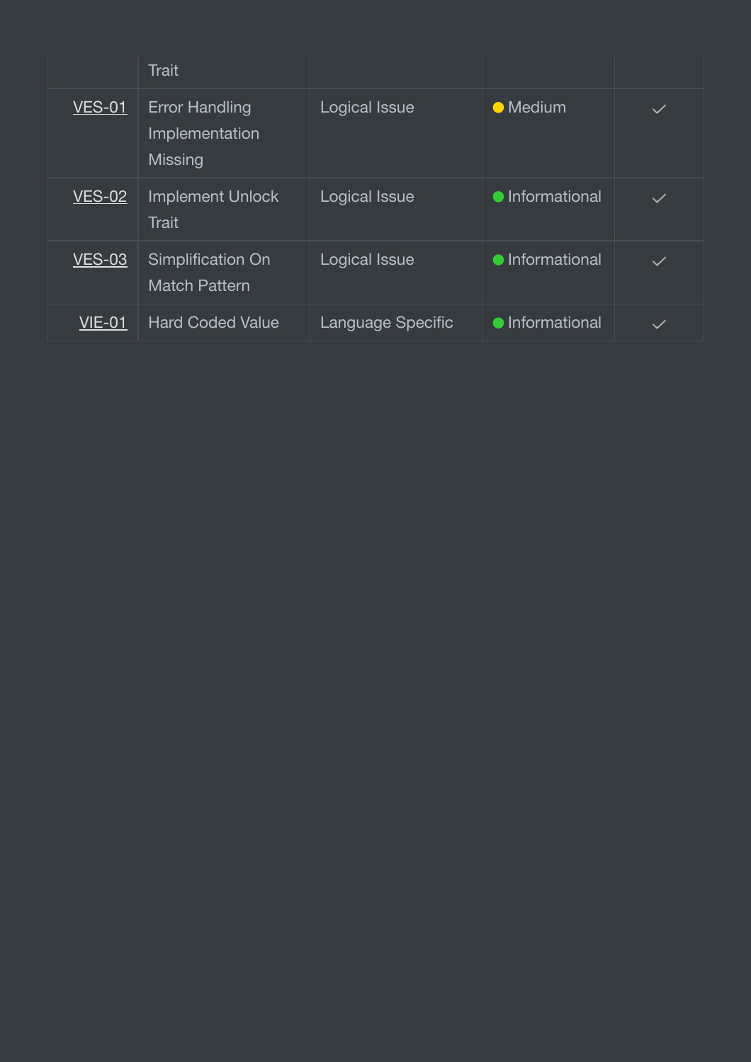| | | | | |
|---|---|---|---|---|
| | Trait | | | |
| VES-01 | Error Handling Implementation Missing | Logical Issue | Medium | ✓ |
| VES-02 | Implement Unlock Trait | Logical Issue | Informational | ✓ |
| VES-03 | Simplification On Match Pattern | Logical Issue | Informational | ✓ |
| VIE-01 | Hard Coded Value | Language Specific | Informational | ✓ |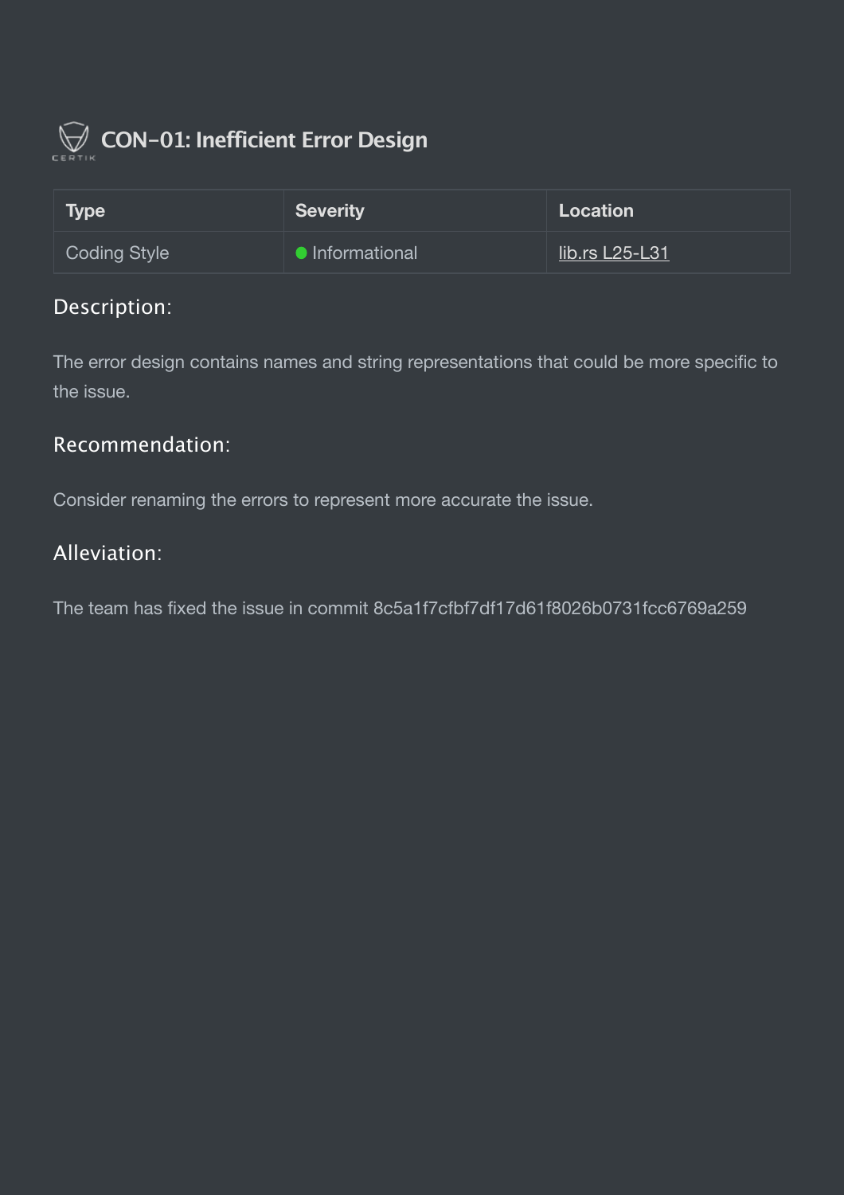## CON-01: Inefficient Error Design

| Type | Severity | Location |
| --- | --- | --- |
| Coding Style | Informational | lib.rs L25-L31 |

### Description:

The error design contains names and string representations that could be more specific to the issue.

### Recommendation:

Consider renaming the errors to represent more accurate the issue.

### Alleviation:

The team has fixed the issue in commit 8c5a1f7cfbf7df17d61f8026b0731fcc6769a259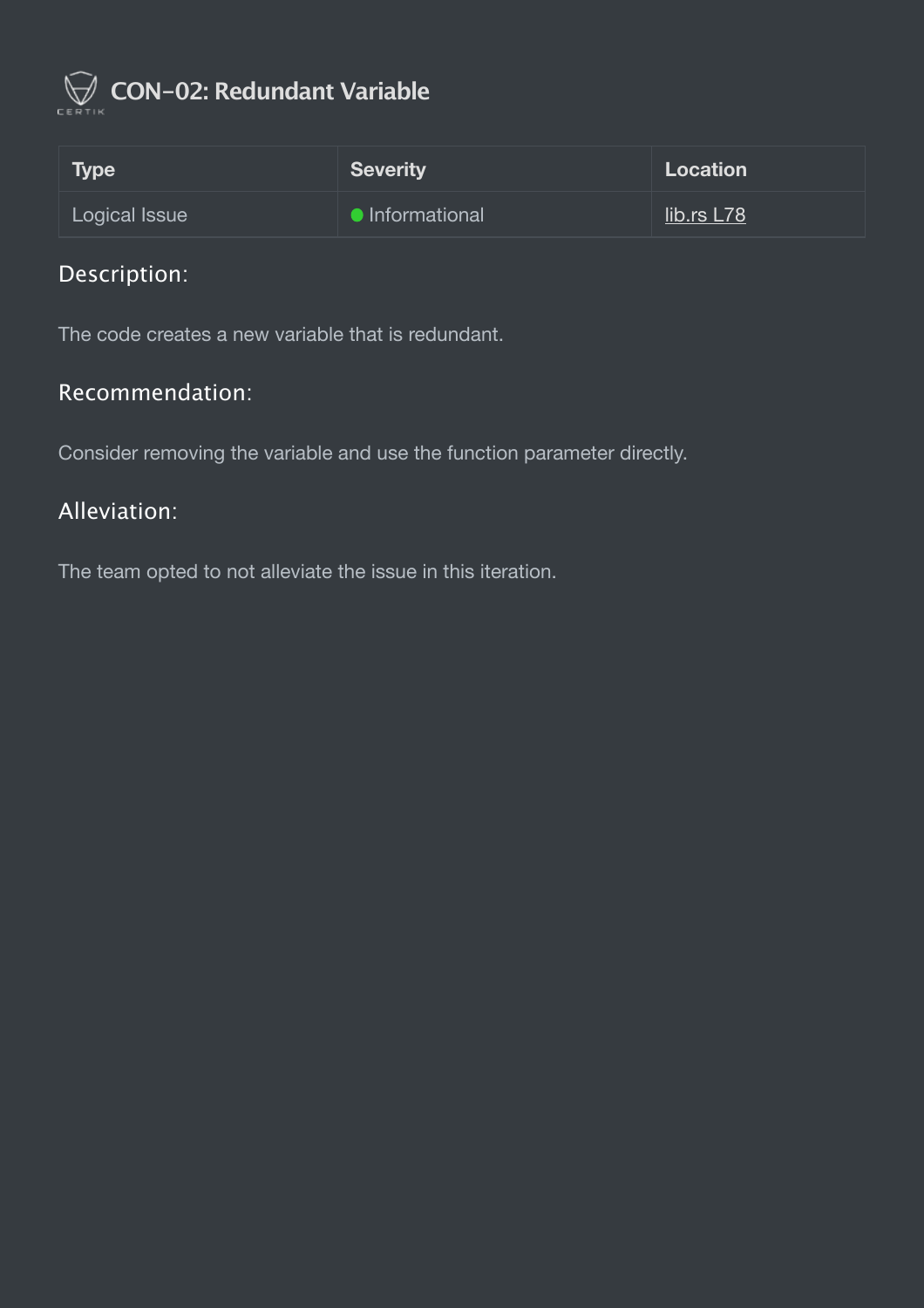# CON-02: Redundant Variable

| Type | Severity | Location |
| --- | --- | --- |
| Logical Issue | Informational | lib.rs L78 |

## Description:

The code creates a new variable that is redundant.

## Recommendation:

Consider removing the variable and use the function parameter directly.

## Alleviation:

The team opted to not alleviate the issue in this iteration.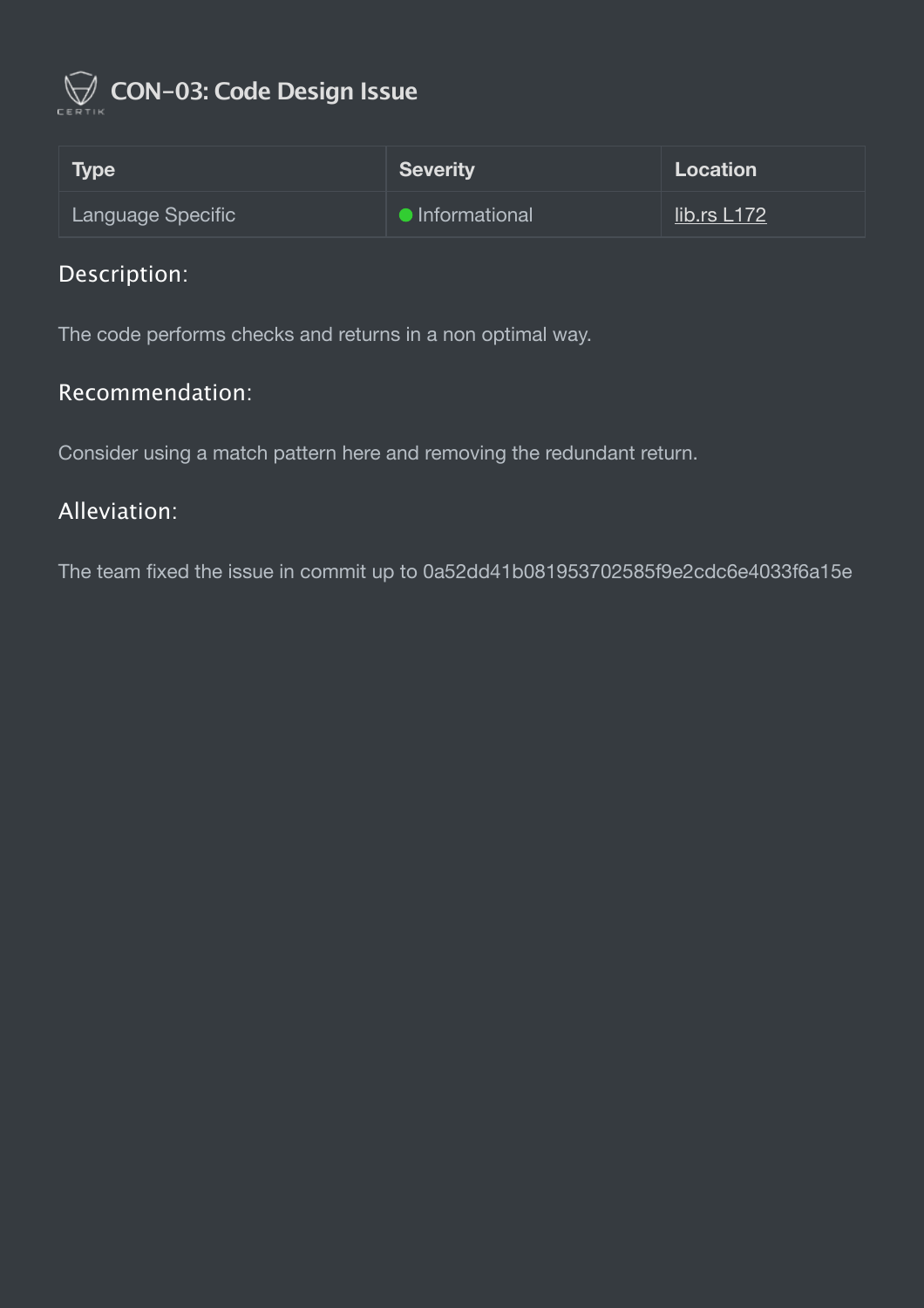## CON-03: Code Design Issue

| Type | Severity | Location |
| --- | --- | --- |
| Language Specific | Informational | lib.rs L172 |

### Description:

The code performs checks and returns in a non optimal way.

### Recommendation:

Consider using a match pattern here and removing the redundant return.

### Alleviation:

The team fixed the issue in commit up to 0a52dd41b081953702585f9e2cdc6e4033f6a15e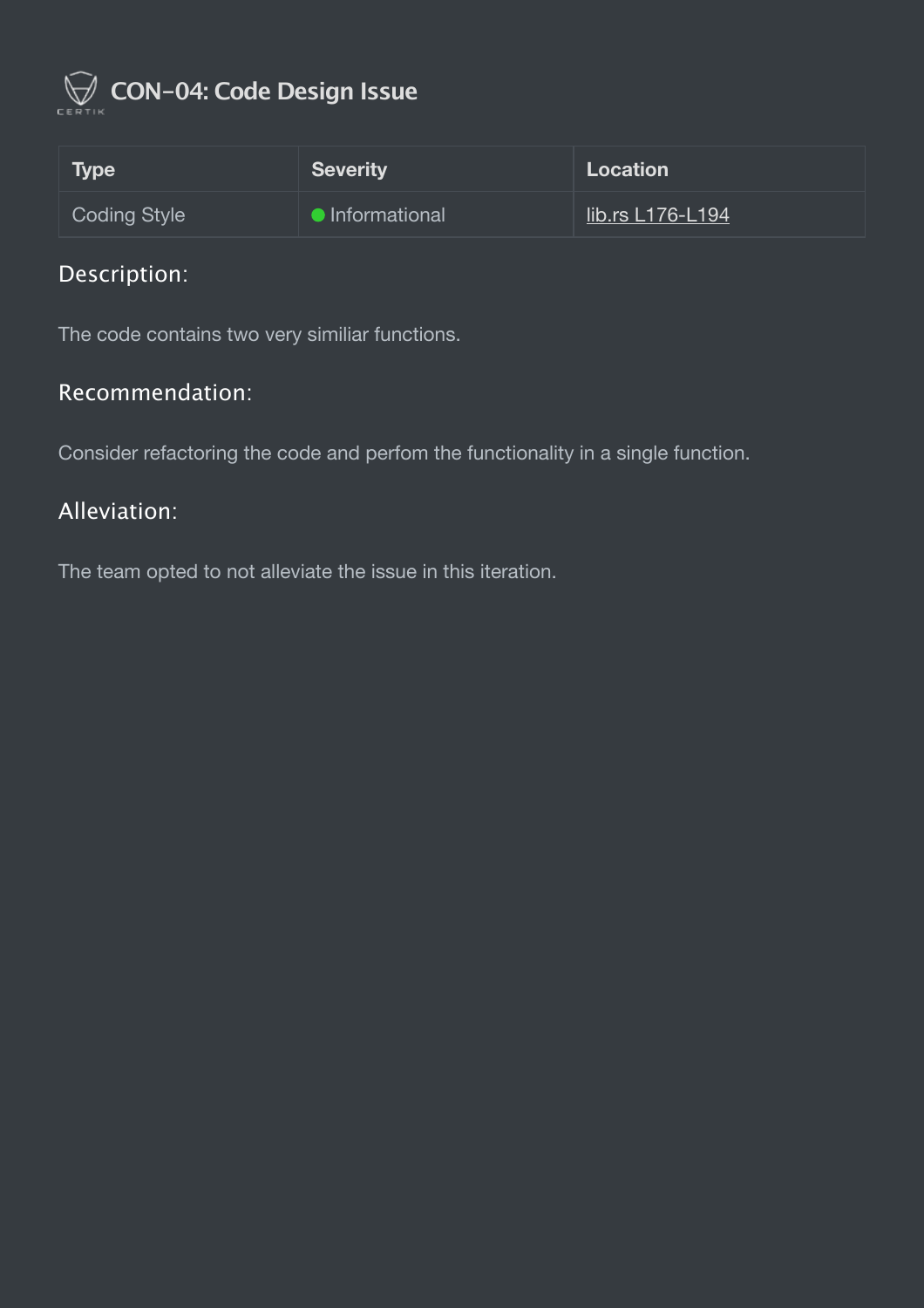# CON-04: Code Design Issue

| Type | Severity | Location |
| --- | --- | --- |
| Coding Style | Informational | lib.rs L176-L194 |

## Description:

The code contains two very similiar functions.

## Recommendation:

Consider refactoring the code and perfom the functionality in a single function.

## Alleviation:

The team opted to not alleviate the issue in this iteration.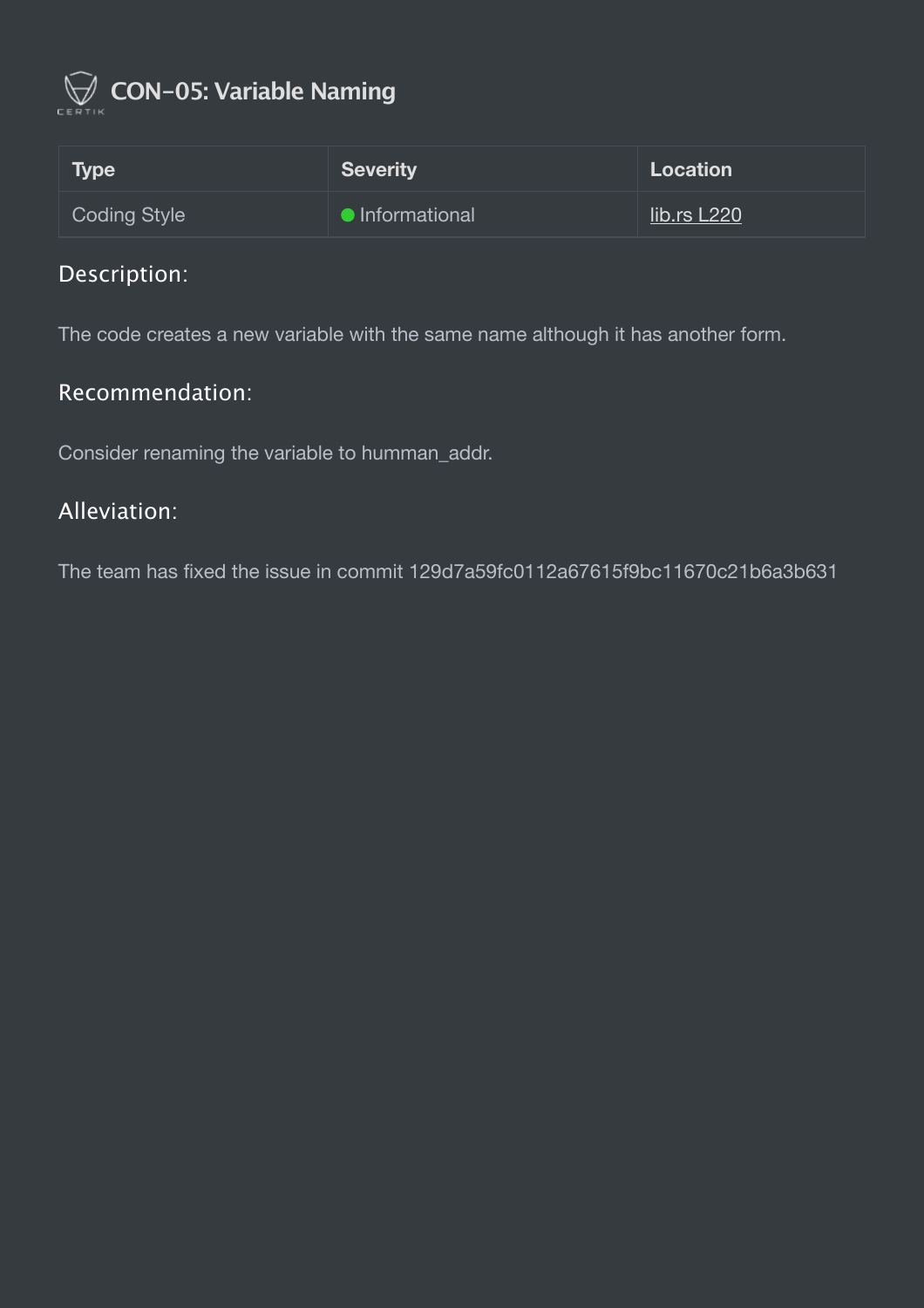## CON-05: Variable Naming

| Type | Severity | Location |
| --- | --- | --- |
| Coding Style | Informational | lib.rs L220 |

### Description:

The code creates a new variable with the same name although it has another form.

### Recommendation:

Consider renaming the variable to humman_addr.

### Alleviation:

The team has fixed the issue in commit 129d7a59fc0112a67615f9bc11670c21b6a3b631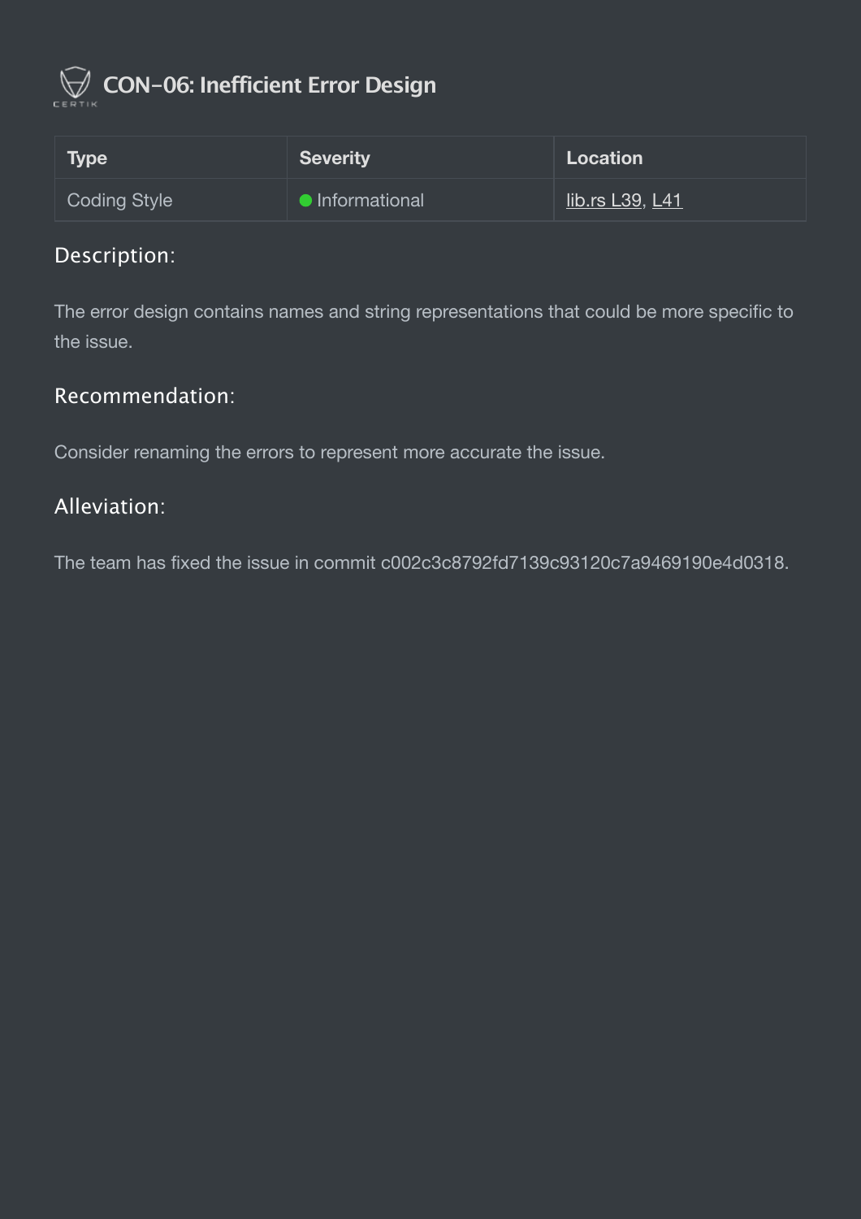# CON-06: Inefficient Error Design

| Type | Severity | Location |
| --- | --- | --- |
| Coding Style | Informational | lib.rs L39, L41 |

## Description:

The error design contains names and string representations that could be more specific to the issue.

## Recommendation:

Consider renaming the errors to represent more accurate the issue.

## Alleviation:

The team has fixed the issue in commit c002c3c8792fd7139c93120c7a9469190e4d0318.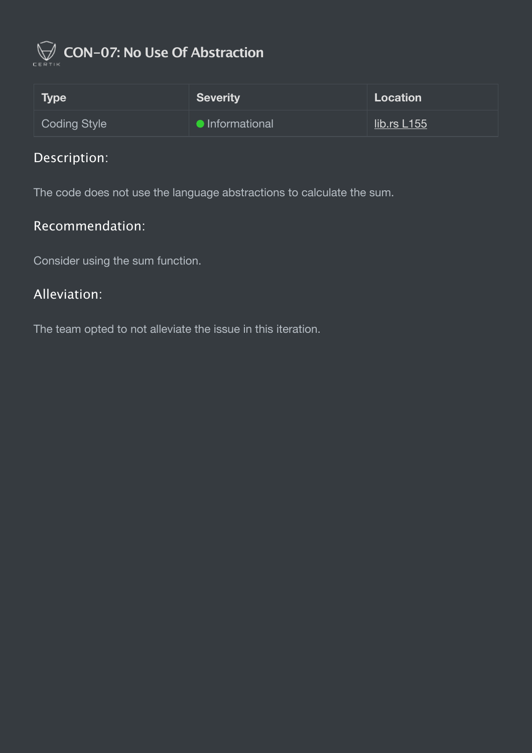# CON-07: No Use Of Abstraction

| Type | Severity | Location |
| --- | --- | --- |
| Coding Style | Informational | lib.rs L155 |

### Description:

The code does not use the language abstractions to calculate the sum.

### Recommendation:

Consider using the sum function.

### Alleviation:

The team opted to not alleviate the issue in this iteration.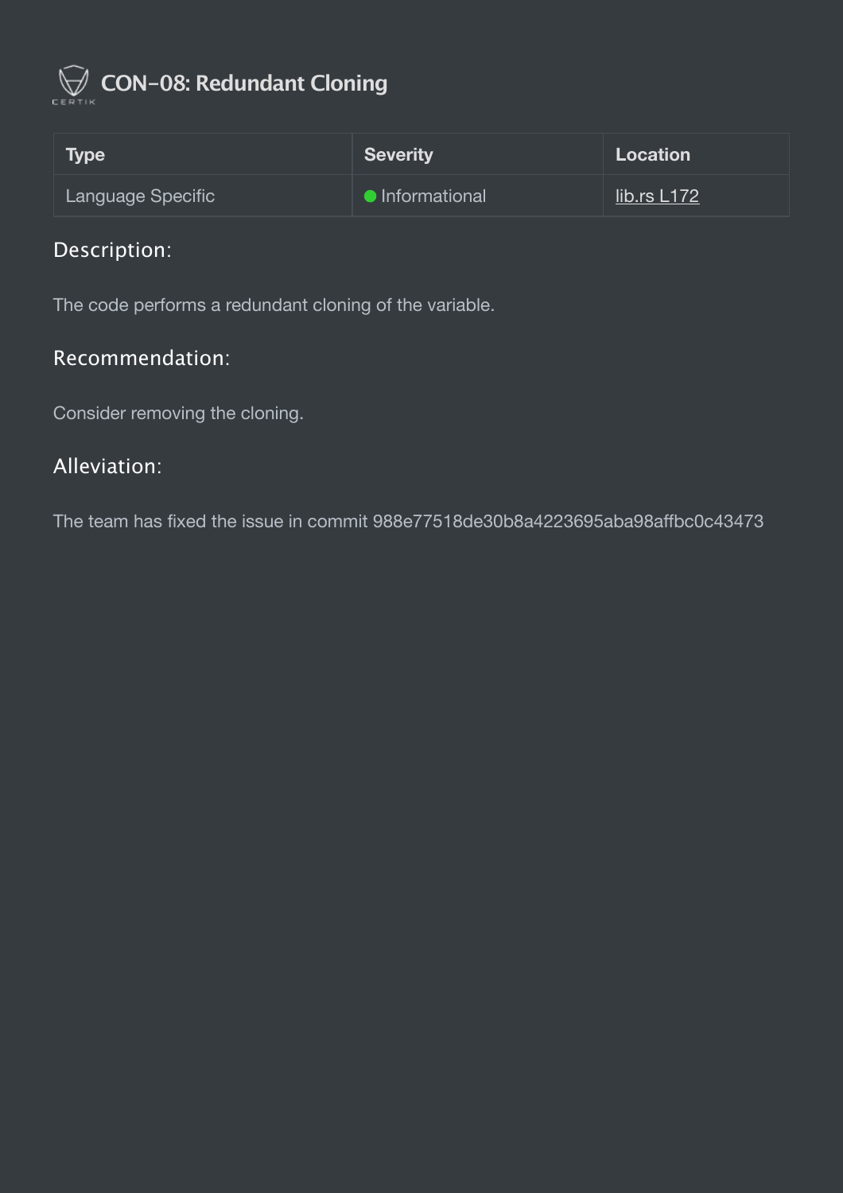## CON-08: Redundant Cloning

| Type | Severity | Location |
| --- | --- | --- |
| Language Specific | Informational | lib.rs L172 |

### Description:

The code performs a redundant cloning of the variable.

### Recommendation:

Consider removing the cloning.

### Alleviation:

The team has fixed the issue in commit 988e77518de30b8a4223695aba98affbc0c43473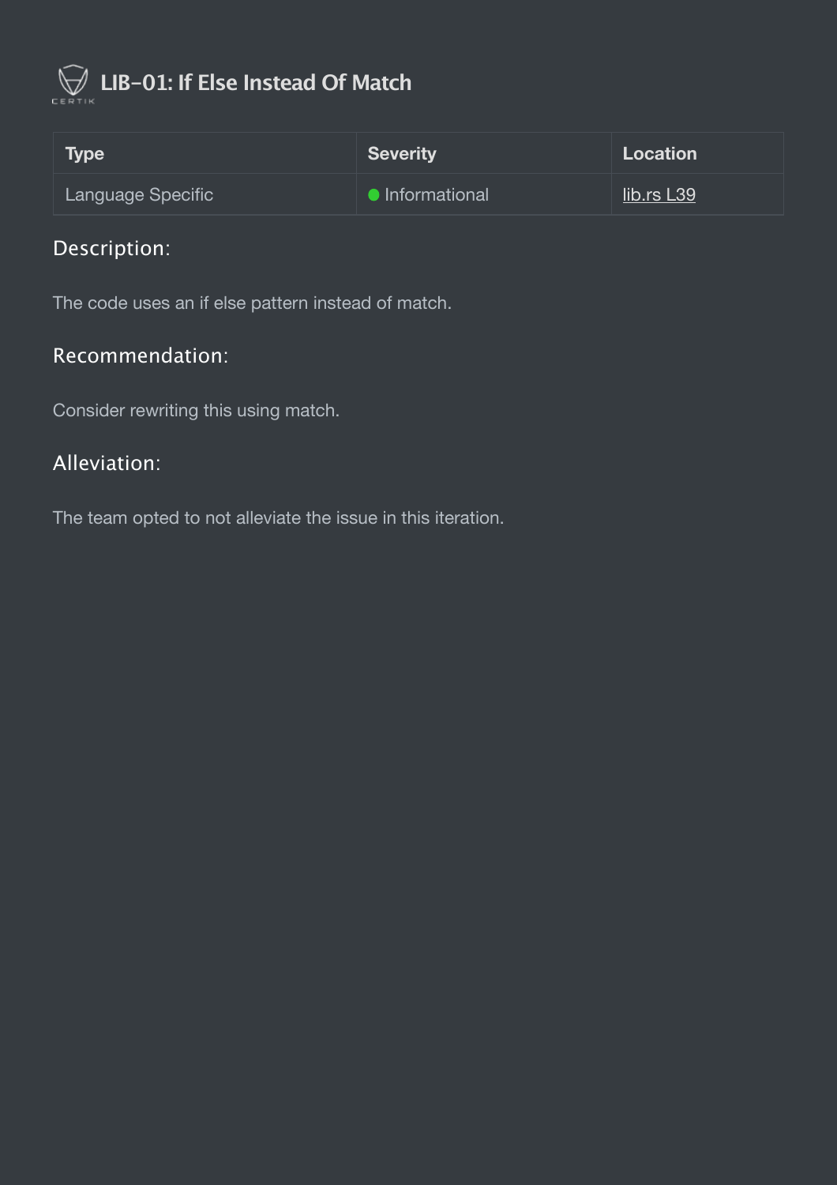## LIB-01: If Else Instead Of Match

| Type | Severity | Location |
| --- | --- | --- |
| Language Specific | Informational | lib.rs L39 |

### Description:

The code uses an if else pattern instead of match.

### Recommendation:

Consider rewriting this using match.

### Alleviation:

The team opted to not alleviate the issue in this iteration.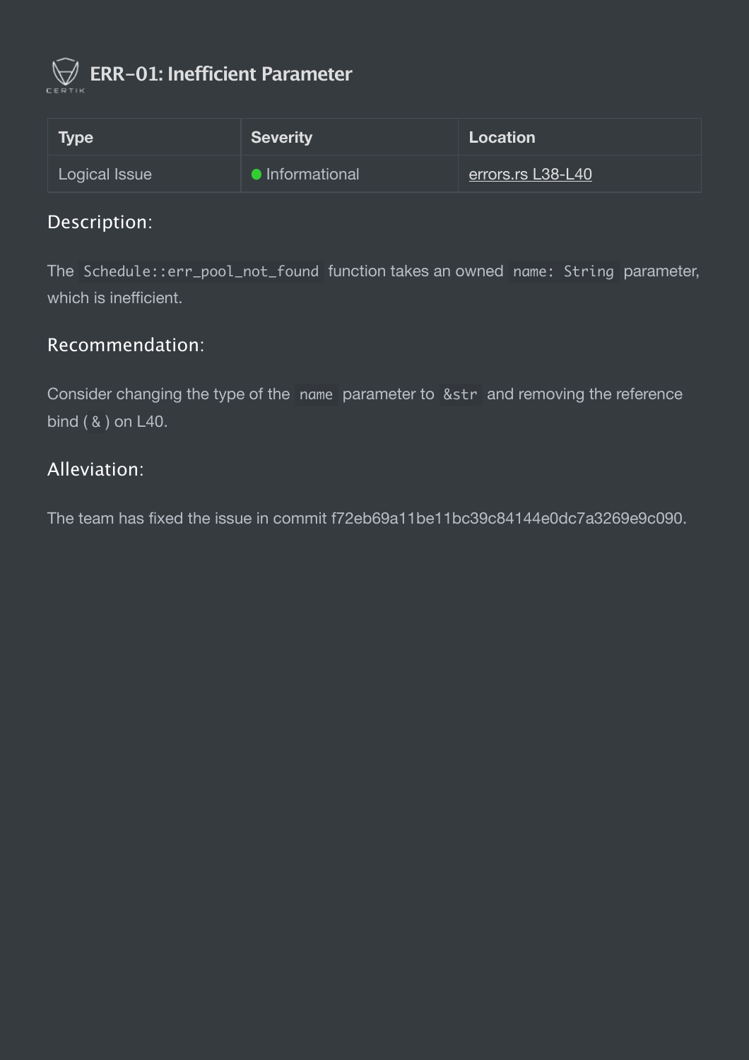## ERR-01: Inefficient Parameter

| Type | Severity | Location |
| --- | --- | --- |
| Logical Issue | Informational | errors.rs L38-L40 |

### Description:

The `Schedule::err_pool_not_found` function takes an owned `name: String` parameter, which is inefficient.

### Recommendation:

Consider changing the type of the `name` parameter to `&str` and removing the reference bind ( `&` ) on L40.

### Alleviation:

The team has fixed the issue in commit f72eb69a11be11bc39c84144e0dc7a3269e9c090.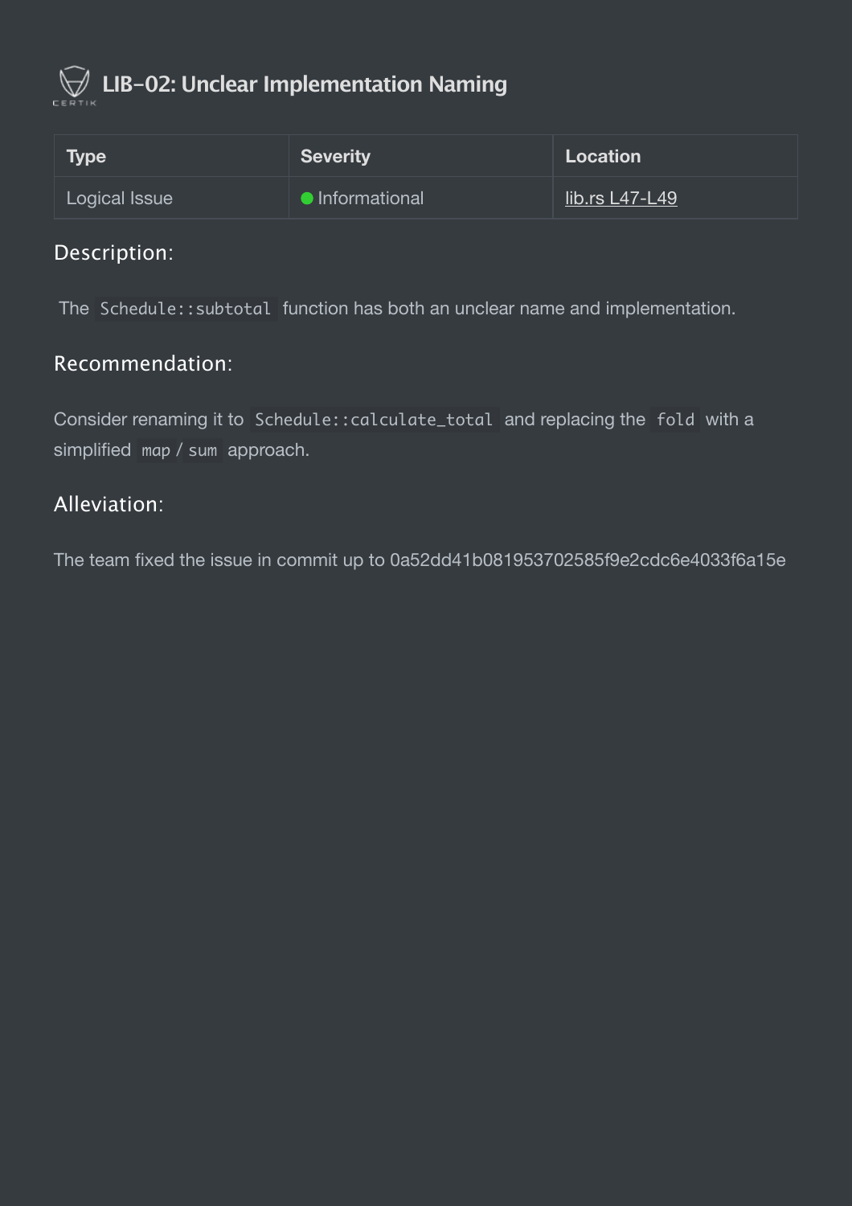## LIB-02: Unclear Implementation Naming

| Type | Severity | Location |
| --- | --- | --- |
| Logical Issue | Informational | lib.rs L47-L49 |

### Description:

The `Schedule::subtotal` function has both an unclear name and implementation.

### Recommendation:

Consider renaming it to `Schedule::calculate_total` and replacing the `fold` with a simplified `map` / `sum` approach.

### Alleviation:

The team fixed the issue in commit up to 0a52dd41b081953702585f9e2cdc6e4033f6a15e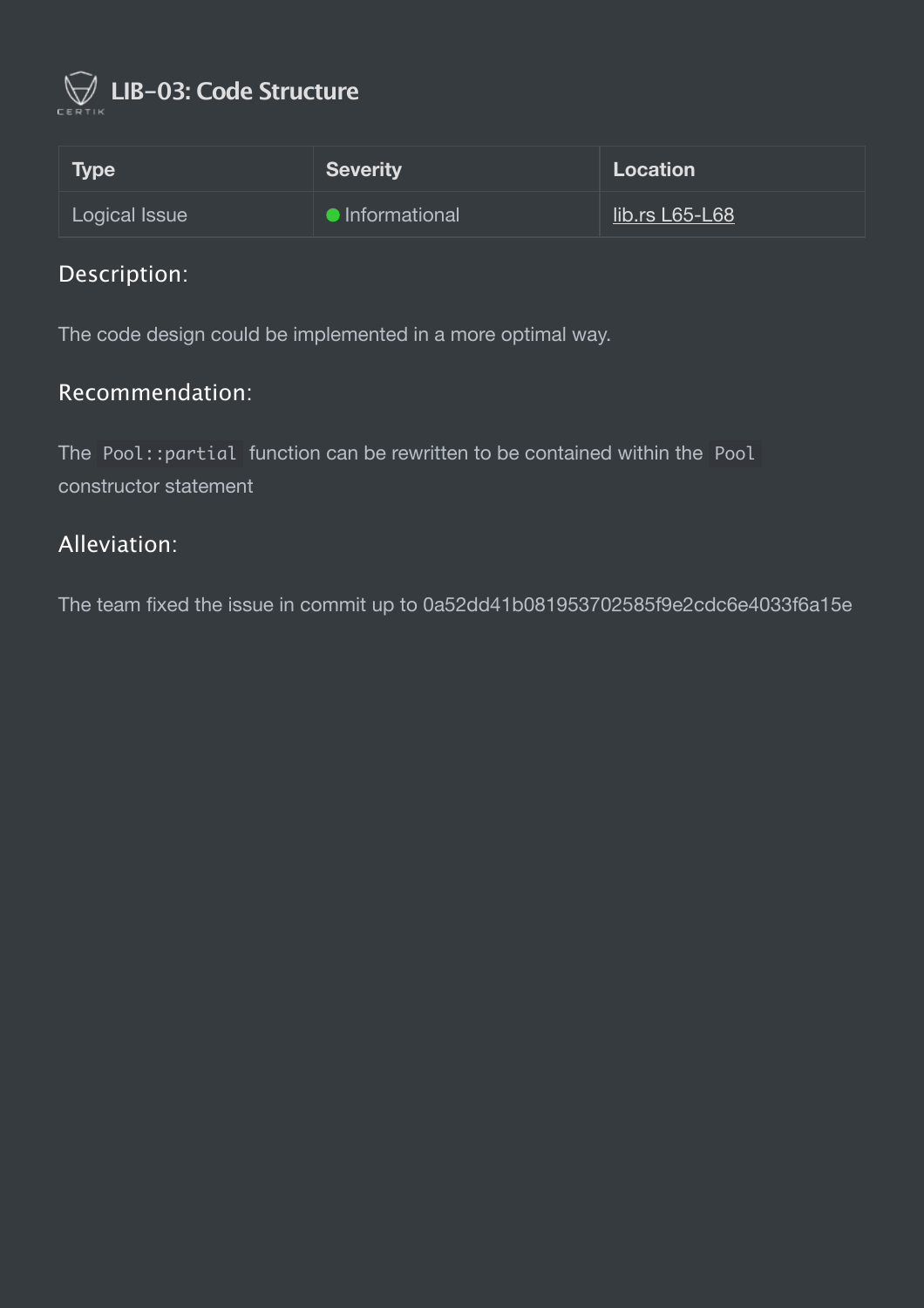## LIB-03: Code Structure

| Type | Severity | Location |
| --- | --- | --- |
| Logical Issue | Informational | lib.rs L65-L68 |

### Description:

The code design could be implemented in a more optimal way.

### Recommendation:

The `Pool::partial` function can be rewritten to be contained within the `Pool` constructor statement

### Alleviation:

The team fixed the issue in commit up to 0a52dd41b081953702585f9e2cdc6e4033f6a15e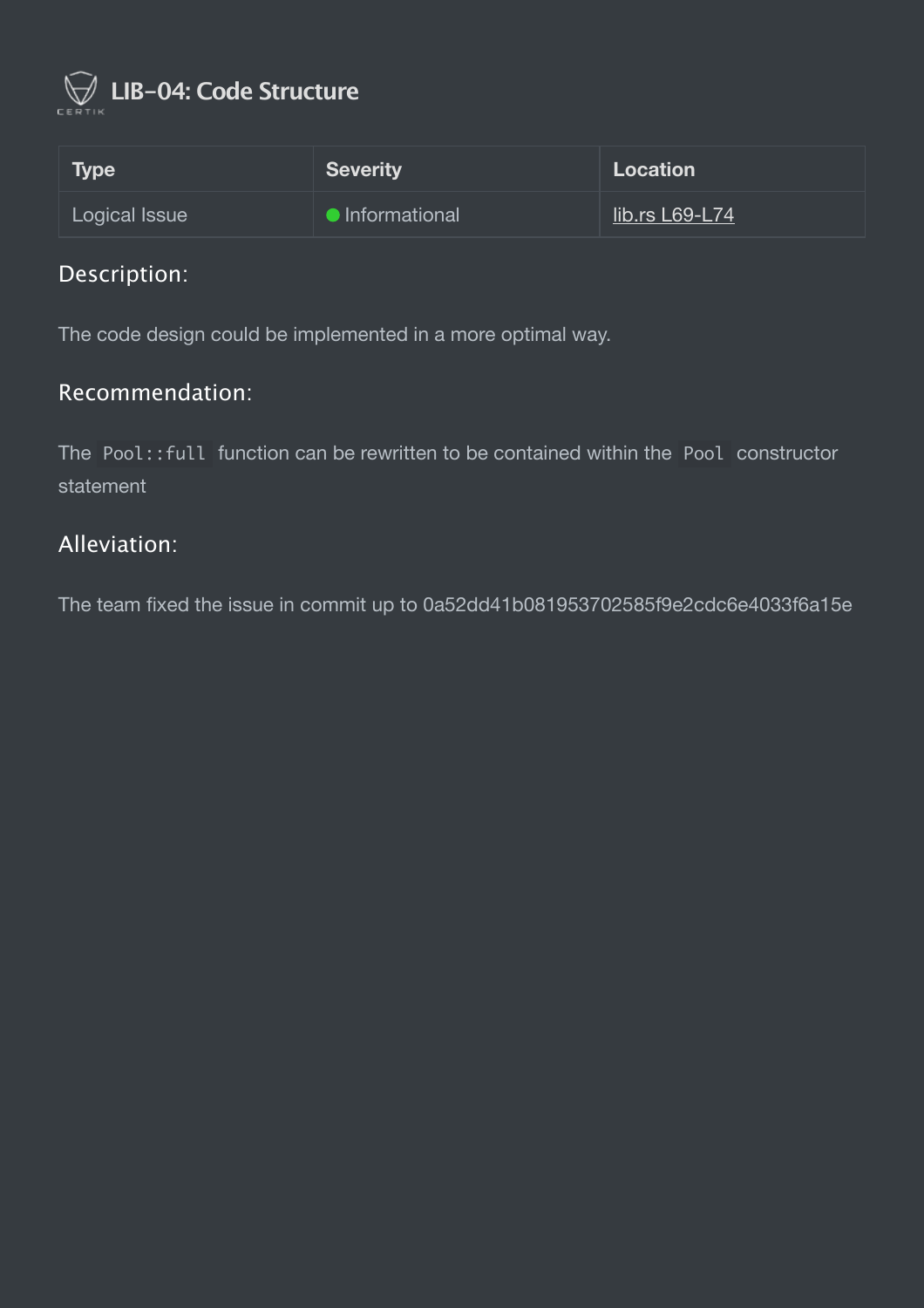## LIB-04: Code Structure

| Type | Severity | Location |
| --- | --- | --- |
| Logical Issue | Informational | lib.rs L69-L74 |

### Description:

The code design could be implemented in a more optimal way.

### Recommendation:

The `Pool::full` function can be rewritten to be contained within the `Pool` constructor statement

### Alleviation:

The team fixed the issue in commit up to 0a52dd41b081953702585f9e2cdc6e4033f6a15e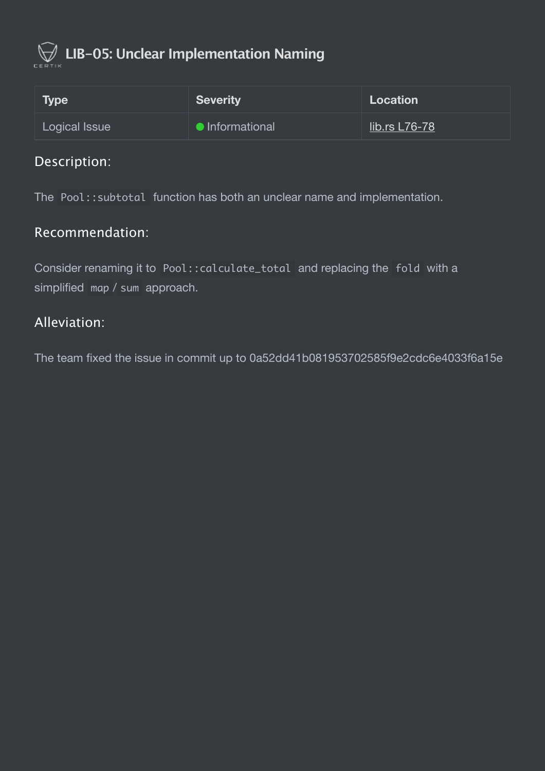## LIB-05: Unclear Implementation Naming

| Type | Severity | Location |
| --- | --- | --- |
| Logical Issue | Informational | lib.rs L76-78 |

### Description:

The `Pool::subtotal` function has both an unclear name and implementation.

### Recommendation:

Consider renaming it to `Pool::calculate_total` and replacing the `fold` with a simplified `map` / `sum` approach.

### Alleviation:

The team fixed the issue in commit up to 0a52dd41b081953702585f9e2cdc6e4033f6a15e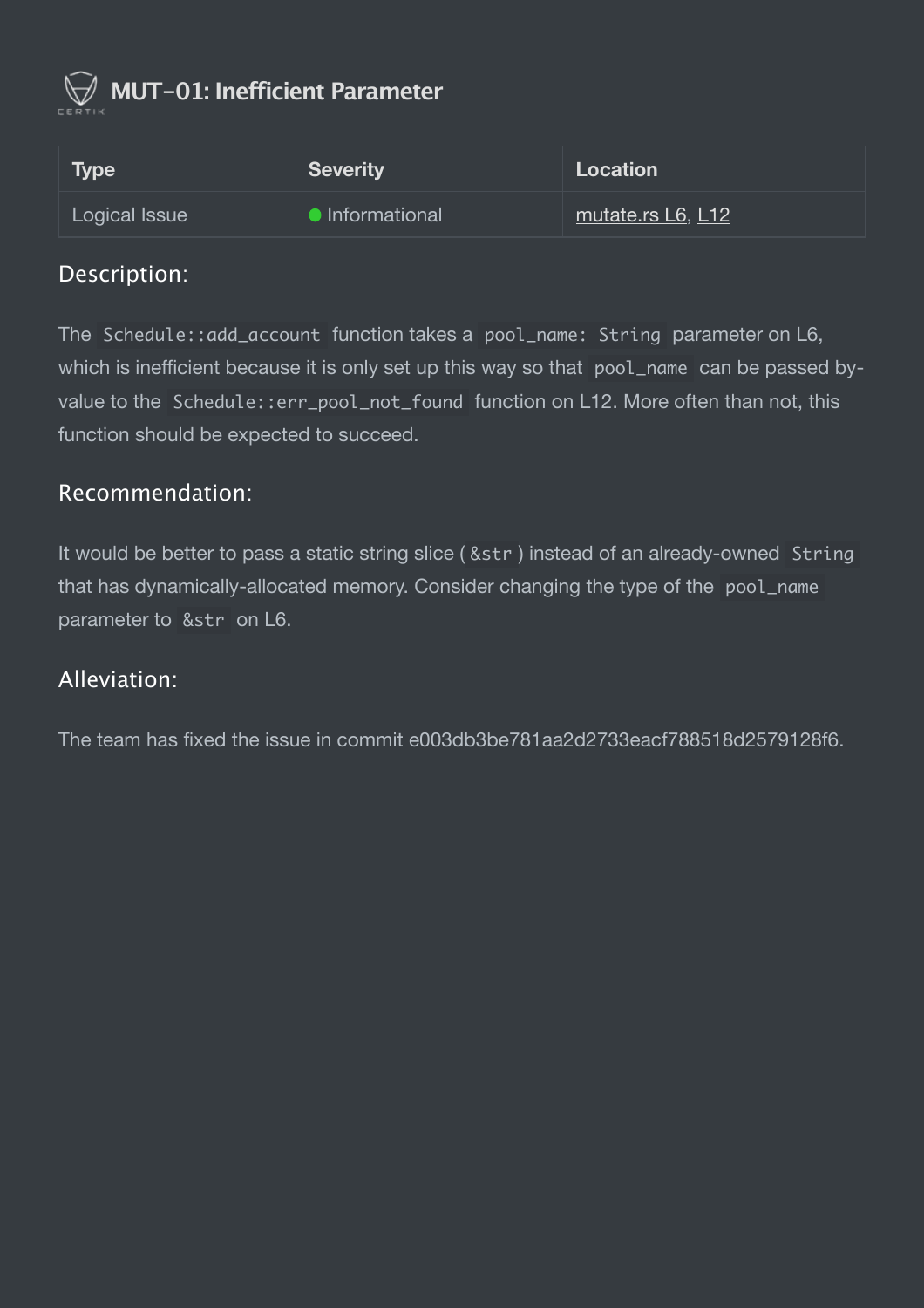## MUT-01: Inefficient Parameter

| Type | Severity | Location |
| --- | --- | --- |
| Logical Issue | Informational | mutate.rs L6, L12 |

### Description:

The `Schedule::add_account` function takes a `pool_name: String` parameter on L6, which is inefficient because it is only set up this way so that `pool_name` can be passed by-value to the `Schedule::err_pool_not_found` function on L12. More often than not, this function should be expected to succeed.

### Recommendation:

It would be better to pass a static string slice ( `&str` ) instead of an already-owned `String` that has dynamically-allocated memory. Consider changing the type of the `pool_name` parameter to `&str` on L6.

### Alleviation:

The team has fixed the issue in commit e003db3be781aa2d2733eacf788518d2579128f6.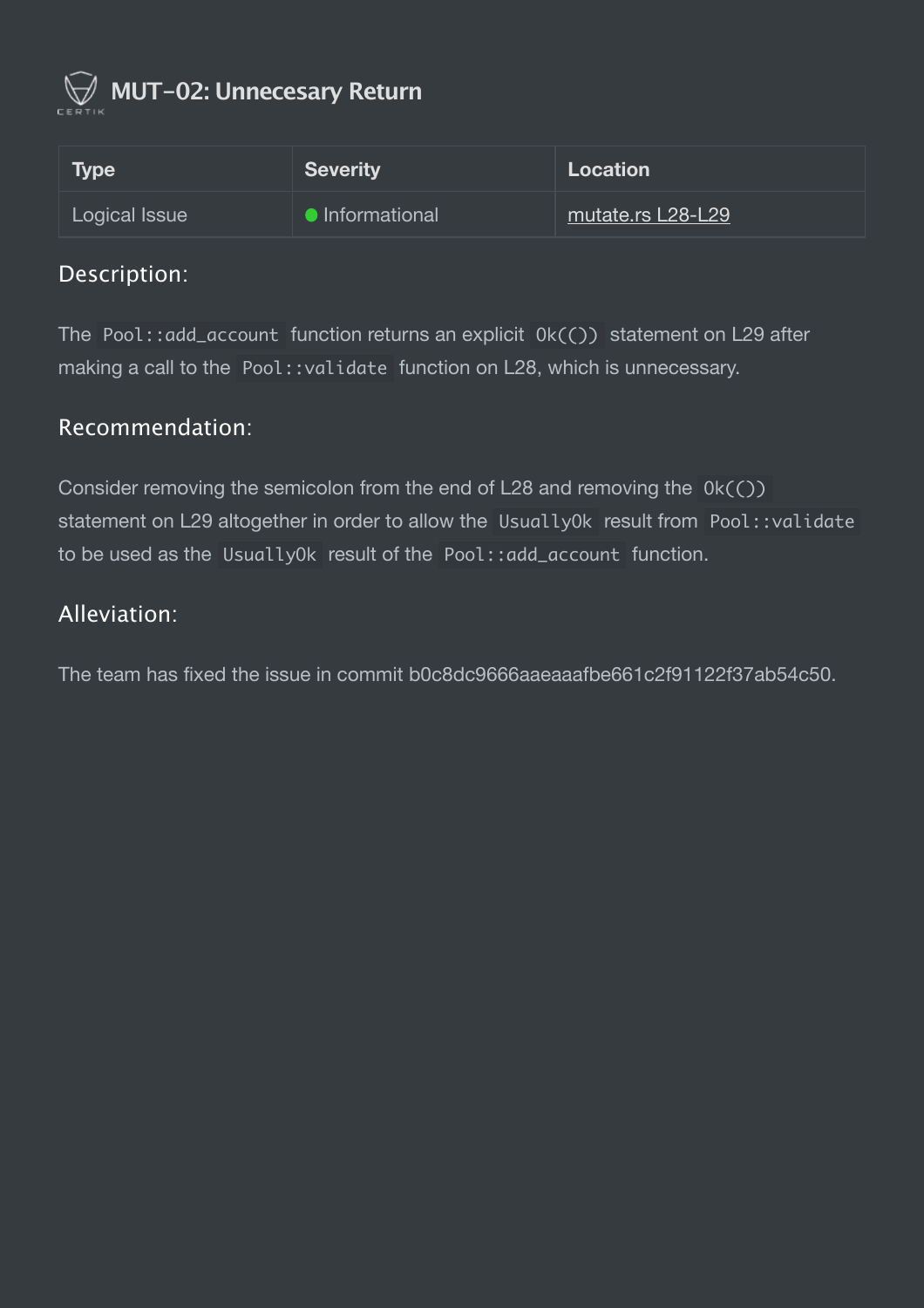## MUT-02: Unnecesary Return

| Type | Severity | Location |
| --- | --- | --- |
| Logical Issue | Informational | mutate.rs L28-L29 |

### Description:

The `Pool::add_account` function returns an explicit `Ok(())` statement on L29 after making a call to the `Pool::validate` function on L28, which is unnecessary.

### Recommendation:

Consider removing the semicolon from the end of L28 and removing the `Ok(())` statement on L29 altogether in order to allow the `UsuallyOk` result from `Pool::validate` to be used as the `UsuallyOk` result of the `Pool::add_account` function.

### Alleviation:

The team has fixed the issue in commit b0c8dc9666aaeaaafbe661c2f91122f37ab54c50.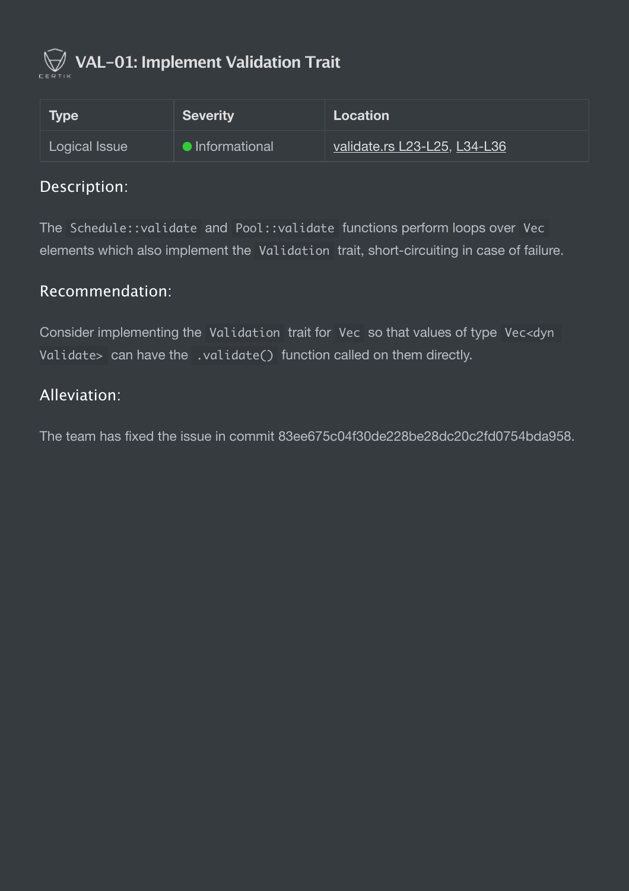## VAL-01: Implement Validation Trait

| Type | Severity | Location |
| --- | --- | --- |
| Logical Issue | Informational | validate.rs L23-L25, L34-L36 |

### Description:

The `Schedule::validate` and `Pool::validate` functions perform loops over `Vec` elements which also implement the `Validation` trait, short-circuiting in case of failure.

### Recommendation:

Consider implementing the `Validation` trait for `Vec` so that values of type `Vec<dyn Validate>` can have the `.validate()` function called on them directly.

### Alleviation:

The team has fixed the issue in commit 83ee675c04f30de228be28dc20c2fd0754bda958.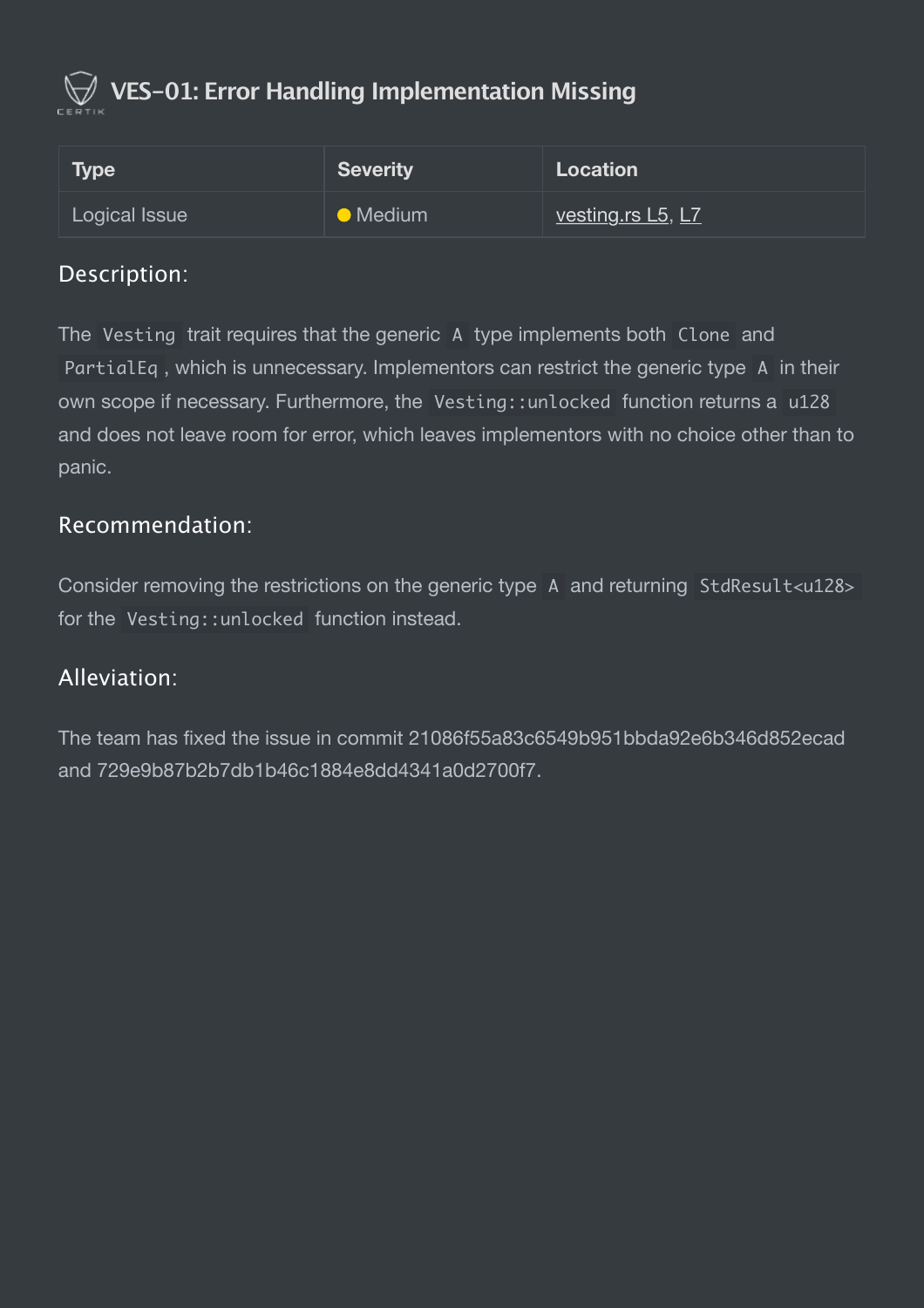## VES-01: Error Handling Implementation Missing

| Type | Severity | Location |
| --- | --- | --- |
| Logical Issue | Medium | vesting.rs L5, L7 |

### Description:

The `Vesting` trait requires that the generic `A` type implements both `Clone` and `PartialEq`, which is unnecessary. Implementors can restrict the generic type `A` in their own scope if necessary. Furthermore, the `Vesting::unlocked` function returns a `u128` and does not leave room for error, which leaves implementors with no choice other than to panic.

### Recommendation:

Consider removing the restrictions on the generic type `A` and returning `StdResult<u128>` for the `Vesting::unlocked` function instead.

### Alleviation:

The team has fixed the issue in commit 21086f55a83c6549b951bbda92e6b346d852ecad and 729e9b87b2b7db1b46c1884e8dd4341a0d2700f7.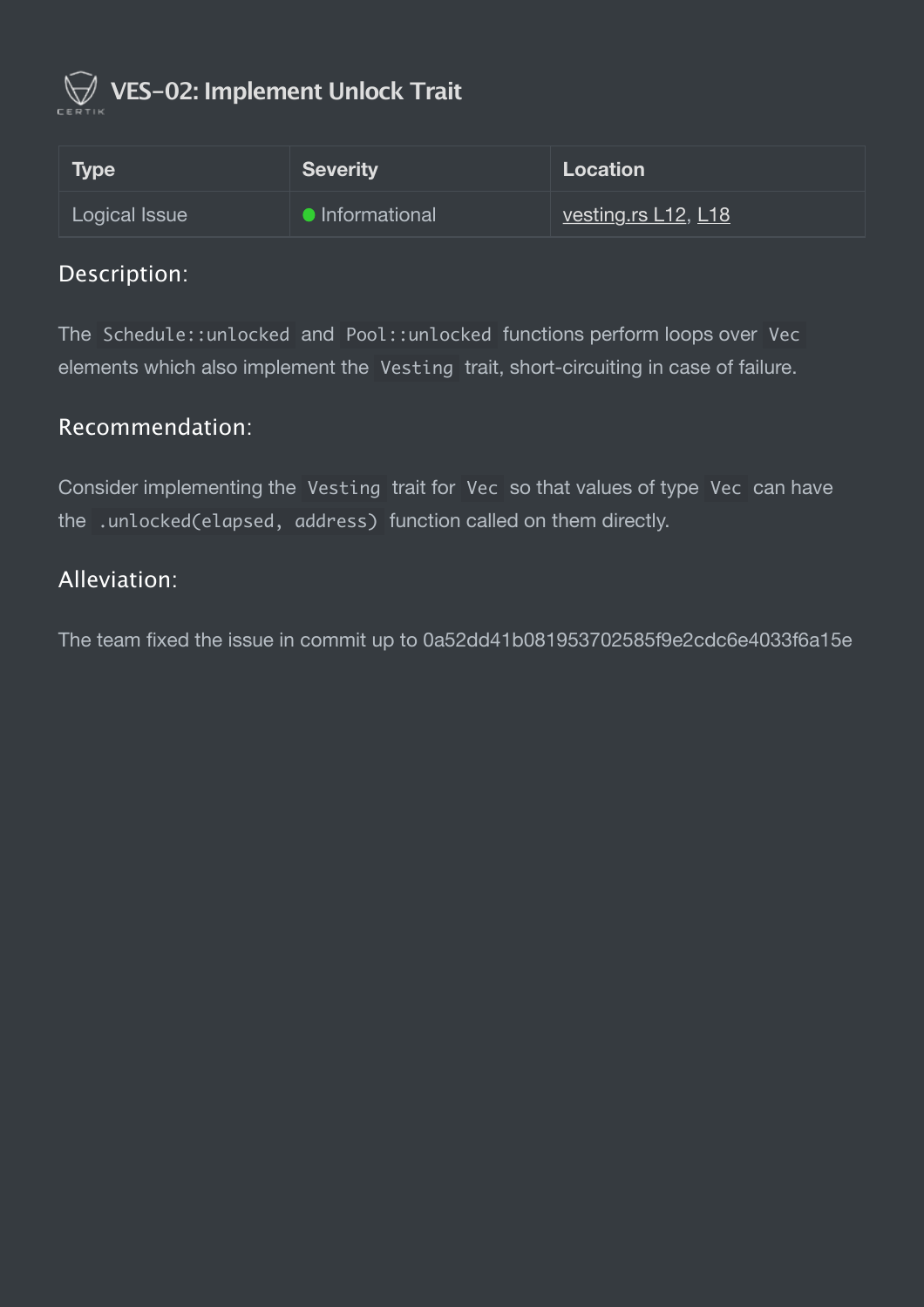## VES-02: Implement Unlock Trait

| Type | Severity | Location |
| --- | --- | --- |
| Logical Issue | Informational | vesting.rs L12, L18 |

### Description:

The `Schedule::unlocked` and `Pool::unlocked` functions perform loops over `Vec` elements which also implement the `Vesting` trait, short-circuiting in case of failure.

### Recommendation:

Consider implementing the `Vesting` trait for `Vec` so that values of type `Vec` can have the `.unlocked(elapsed, address)` function called on them directly.

### Alleviation:

The team fixed the issue in commit up to 0a52dd41b081953702585f9e2cdc6e4033f6a15e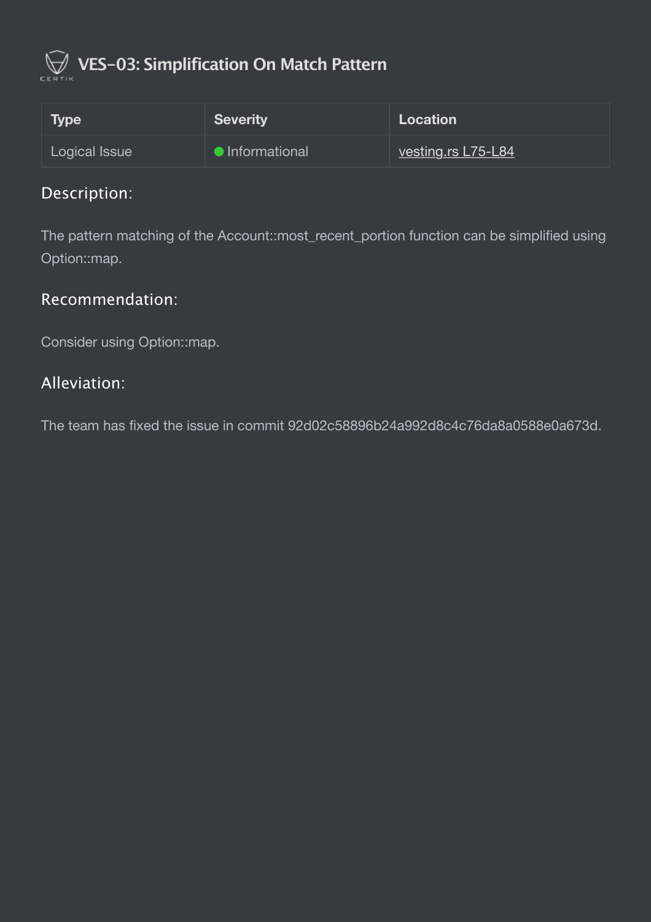# VES-03: Simplification On Match Pattern

| Type | Severity | Location |
| --- | --- | --- |
| Logical Issue | Informational | vesting.rs L75-L84 |

## Description:

The pattern matching of the Account::most_recent_portion function can be simplified using Option::map.

## Recommendation:

Consider using Option::map.

## Alleviation:

The team has fixed the issue in commit 92d02c58896b24a992d8c4c76da8a0588e0a673d.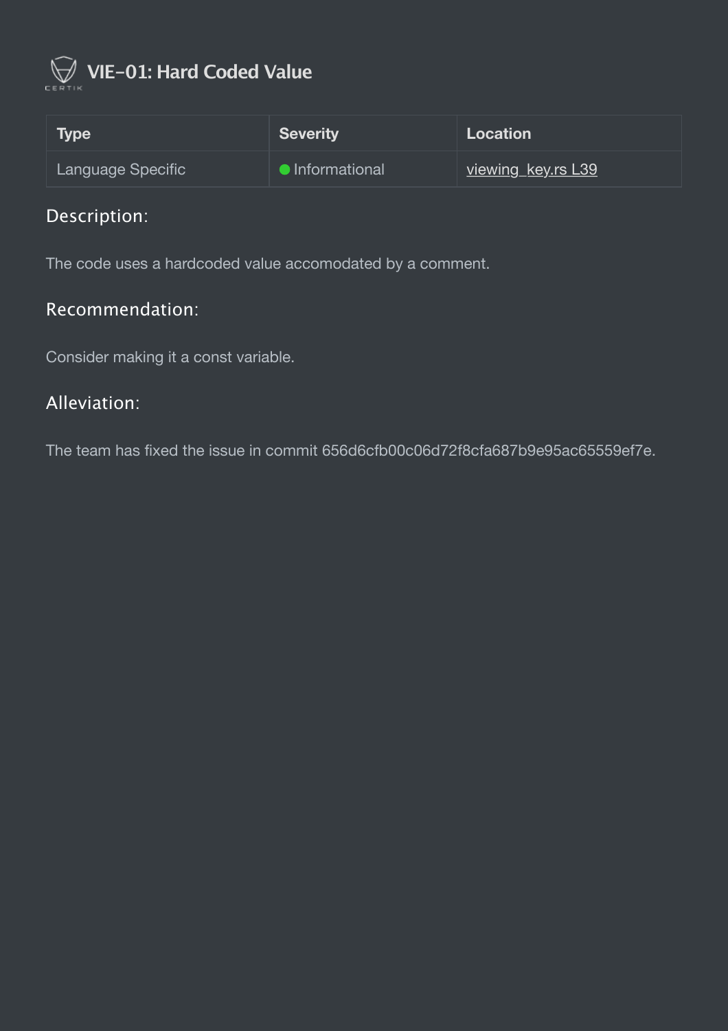## VIE-01: Hard Coded Value

| Type | Severity | Location |
| --- | --- | --- |
| Language Specific | Informational | viewing_key.rs L39 |

### Description:

The code uses a hardcoded value accomodated by a comment.

### Recommendation:

Consider making it a const variable.

### Alleviation:

The team has fixed the issue in commit 656d6cfb00c06d72f8cfa687b9e95ac65559ef7e.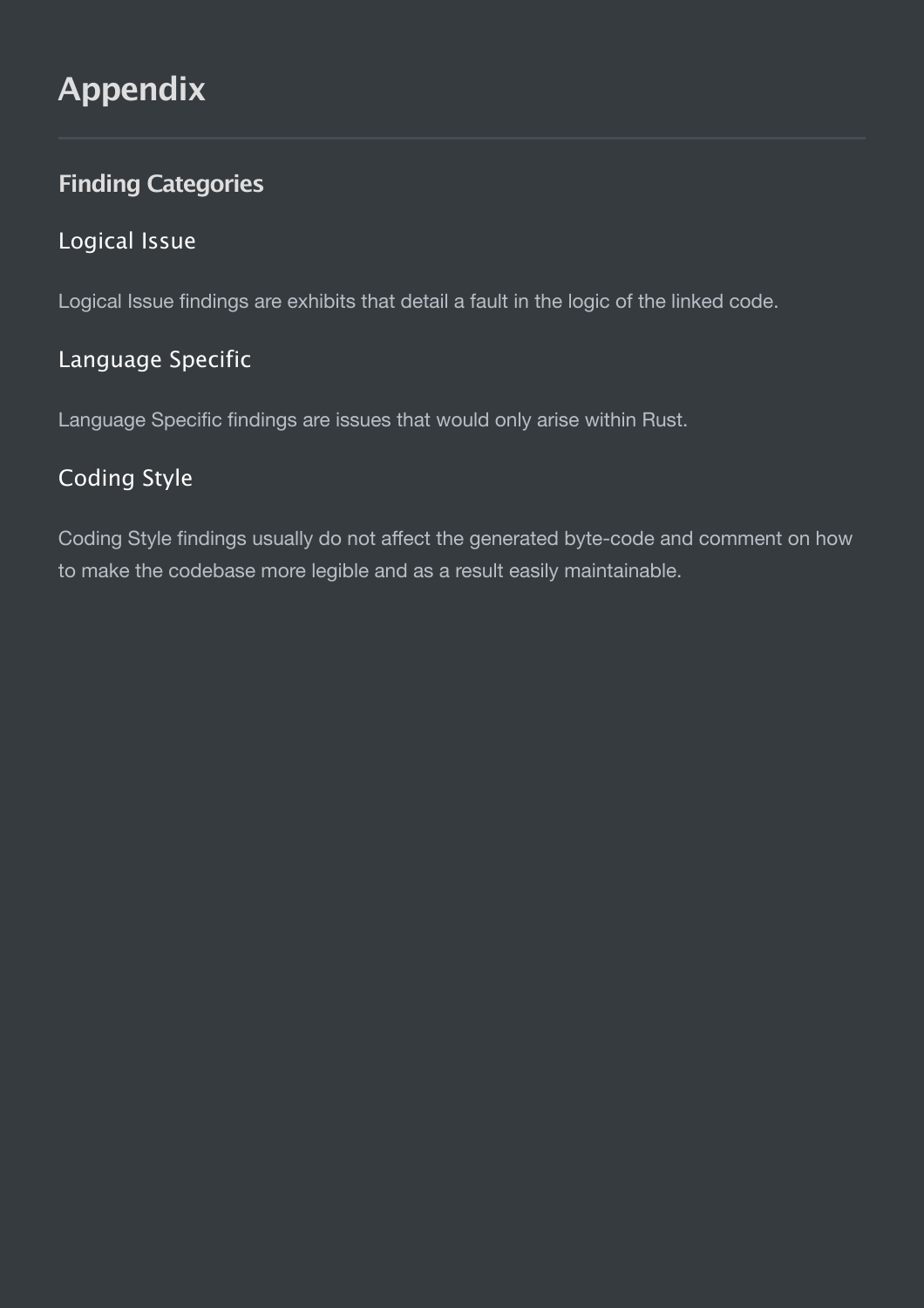# Appendix

## Finding Categories

### Logical Issue

Logical Issue findings are exhibits that detail a fault in the logic of the linked code.

### Language Specific

Language Specific findings are issues that would only arise within Rust.

### Coding Style

Coding Style findings usually do not affect the generated byte-code and comment on how to make the codebase more legible and as a result easily maintainable.